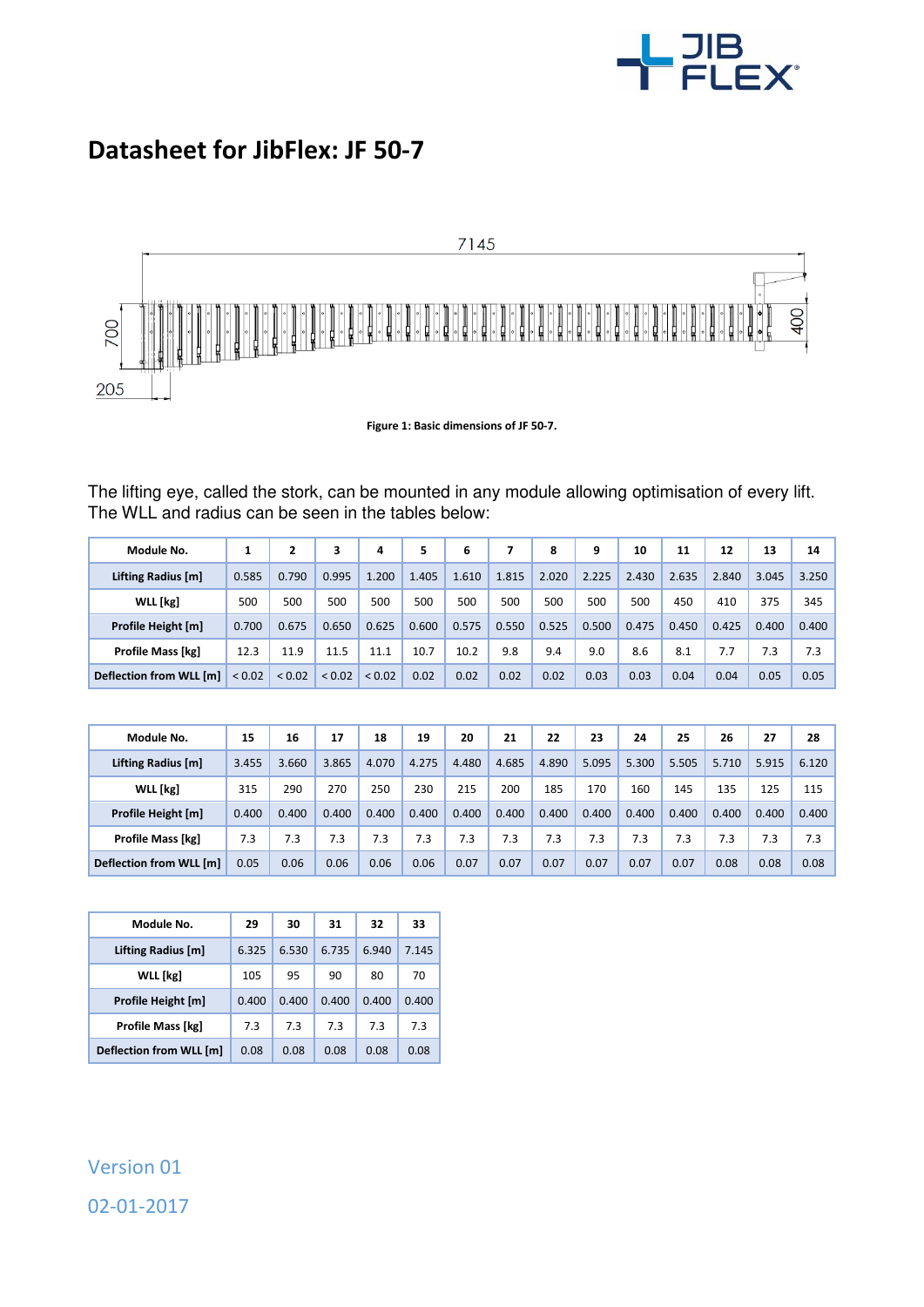# Datasheet for JibFlex: JF 50-7

Figure 1: Basic dimensions of JF 50-7.

The lifting eye, called the stork, can be mounted in any module allowing optimisation of every lift. The WLL and radius can be seen in the tables below:

| Module No. | 1 | 2 | 3 | 4 | 5 | 6 | 7 | 8 | 9 | 10 | 11 | 12 | 13 | 14 |
|---|---|---|---|---|---|---|---|---|---|---|---|---|---|---|
| Lifting Radius [m] | 0.585 | 0.790 | 0.995 | 1.200 | 1.405 | 1.610 | 1.815 | 2.020 | 2.225 | 2.430 | 2.635 | 2.840 | 3.045 | 3.250 |
| WLL [kg] | 500 | 500 | 500 | 500 | 500 | 500 | 500 | 500 | 500 | 500 | 450 | 410 | 375 | 345 |
| Profile Height [m] | 0.700 | 0.675 | 0.650 | 0.625 | 0.600 | 0.575 | 0.550 | 0.525 | 0.500 | 0.475 | 0.450 | 0.425 | 0.400 | 0.400 |
| Profile Mass [kg] | 12.3 | 11.9 | 11.5 | 11.1 | 10.7 | 10.2 | 9.8 | 9.4 | 9.0 | 8.6 | 8.1 | 7.7 | 7.3 | 7.3 |
| Deflection from WLL [m] | < 0.02 | < 0.02 | < 0.02 | < 0.02 | 0.02 | 0.02 | 0.02 | 0.02 | 0.03 | 0.03 | 0.04 | 0.04 | 0.05 | 0.05 |

| Module No. | 15 | 16 | 17 | 18 | 19 | 20 | 21 | 22 | 23 | 24 | 25 | 26 | 27 | 28 |
|---|---|---|---|---|---|---|---|---|---|---|---|---|---|---|
| Lifting Radius [m] | 3.455 | 3.660 | 3.865 | 4.070 | 4.275 | 4.480 | 4.685 | 4.890 | 5.095 | 5.300 | 5.505 | 5.710 | 5.915 | 6.120 |
| WLL [kg] | 315 | 290 | 270 | 250 | 230 | 215 | 200 | 185 | 170 | 160 | 145 | 135 | 125 | 115 |
| Profile Height [m] | 0.400 | 0.400 | 0.400 | 0.400 | 0.400 | 0.400 | 0.400 | 0.400 | 0.400 | 0.400 | 0.400 | 0.400 | 0.400 | 0.400 |
| Profile Mass [kg] | 7.3 | 7.3 | 7.3 | 7.3 | 7.3 | 7.3 | 7.3 | 7.3 | 7.3 | 7.3 | 7.3 | 7.3 | 7.3 | 7.3 |
| Deflection from WLL [m] | 0.05 | 0.06 | 0.06 | 0.06 | 0.06 | 0.07 | 0.07 | 0.07 | 0.07 | 0.07 | 0.07 | 0.08 | 0.08 | 0.08 |

| Module No. | 29 | 30 | 31 | 32 | 33 |
|---|---|---|---|---|---|
| Lifting Radius [m] | 6.325 | 6.530 | 6.735 | 6.940 | 7.145 |
| WLL [kg] | 105 | 95 | 90 | 80 | 70 |
| Profile Height [m] | 0.400 | 0.400 | 0.400 | 0.400 | 0.400 |
| Profile Mass [kg] | 7.3 | 7.3 | 7.3 | 7.3 | 7.3 |
| Deflection from WLL [m] | 0.08 | 0.08 | 0.08 | 0.08 | 0.08 |

Version 01

02-01-2017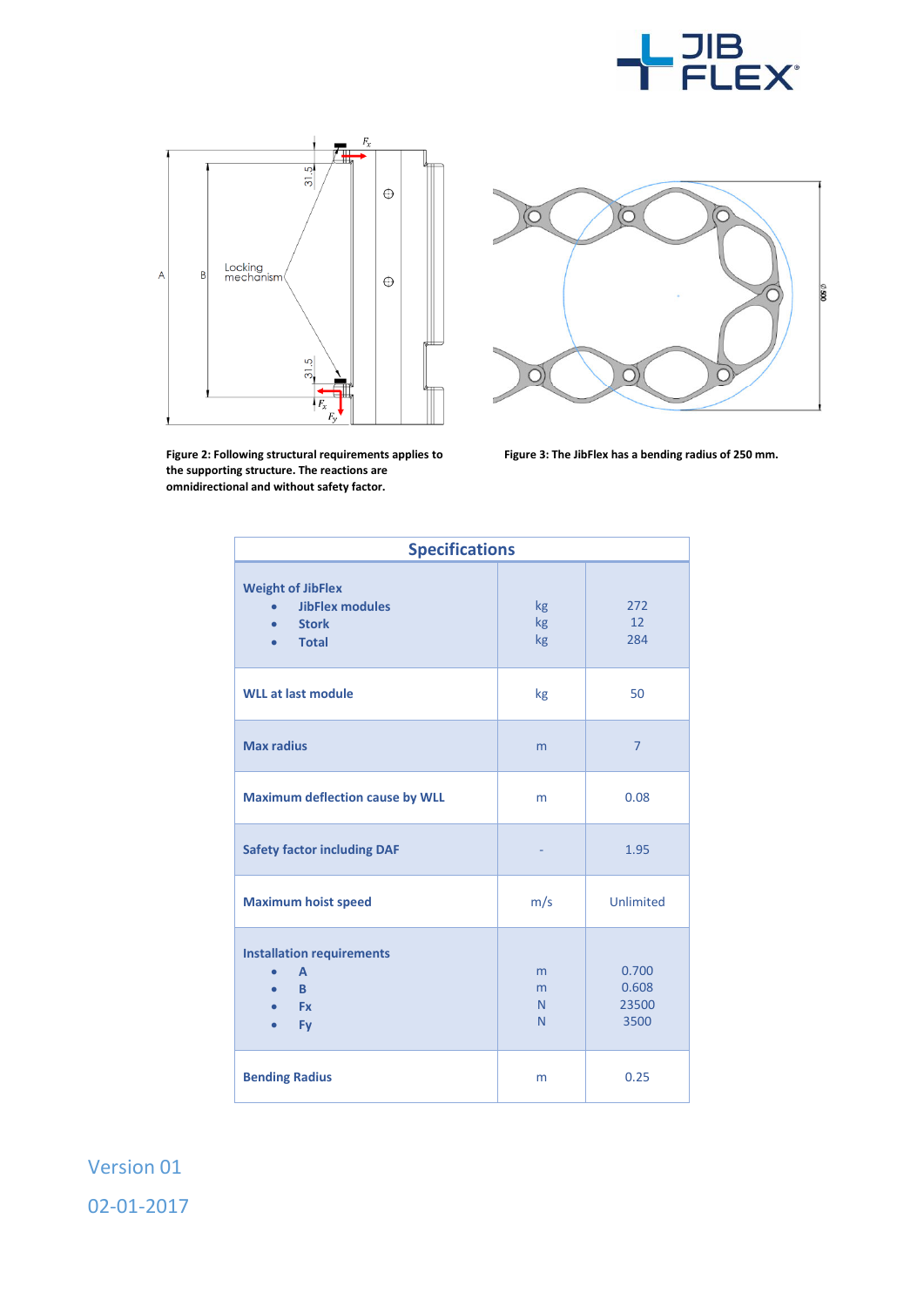Figure 2: Following structural requirements applies to the supporting structure. The reactions are omnidirectional and without safety factor.

Figure 3: The JibFlex has a bending radius of 250 mm.

| Specifications | | |
|---|---|---|
| **Weight of JibFlex**<br>• JibFlex modules<br>• Stork<br>• Total | <br>kg<br>kg<br>kg | <br>272<br>12<br>284 |
| **WLL at last module** | kg | 50 |
| **Max radius** | m | 7 |
| **Maximum deflection cause by WLL** | m | 0.08 |
| **Safety factor including DAF** | - | 1.95 |
| **Maximum hoist speed** | m/s | Unlimited |
| **Installation requirements**<br>• A<br>• B<br>• Fx<br>• Fy | <br>m<br>m<br>N<br>N | <br>0.700<br>0.608<br>23500<br>3500 |
| **Bending Radius** | m | 0.25 |

Version 01

02-01-2017